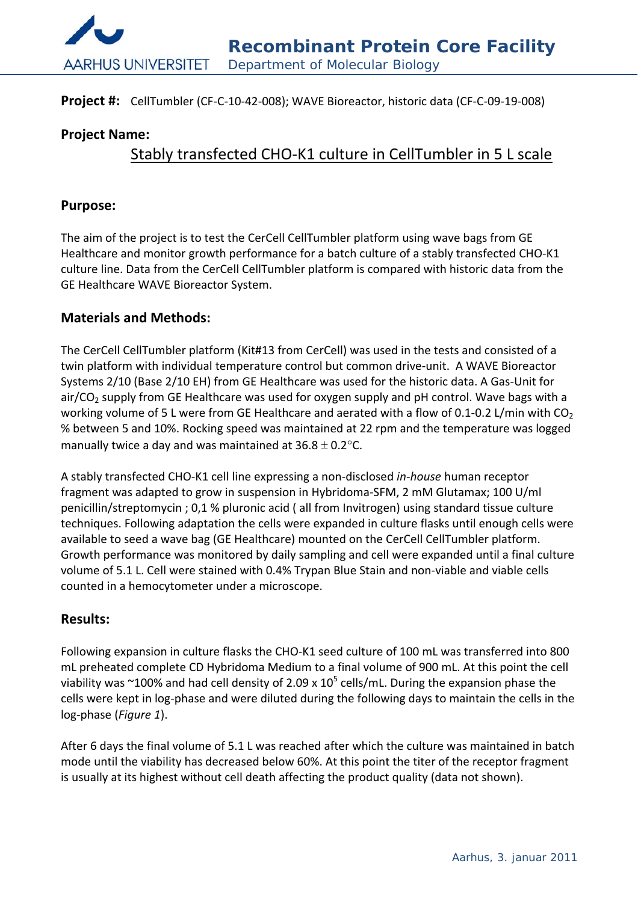**Project #:** CellTumbler (CF-C-10-42-008); WAVE Bioreactor, historic data (CF-C-09-19-008)

**Project Name:**

Stably transfected CHO-K1 culture in CellTumbler in 5 L scale

## Purpose:

The aim of the project is to test the CerCell CellTumbler platform using wave bags from GE Healthcare and monitor growth performance for a batch culture of a stably transfected CHO-K1 culture line. Data from the CerCell CellTumbler platform is compared with historic data from the GE Healthcare WAVE Bioreactor System.

## Materials and Methods:

The CerCell CellTumbler platform (Kit#13 from CerCell) was used in the tests and consisted of a twin platform with individual temperature control but common drive-unit. A WAVE Bioreactor Systems 2/10 (Base 2/10 EH) from GE Healthcare was used for the historic data. A Gas-Unit for air/$CO_2$ supply from GE Healthcare was used for oxygen supply and pH control. Wave bags with a working volume of 5 L were from GE Healthcare and aerated with a flow of 0.1-0.2 L/min with $CO_2$ % between 5 and 10%. Rocking speed was maintained at 22 rpm and the temperature was logged manually twice a day and was maintained at $36.8 \pm 0.2$°C.

A stably transfected CHO-K1 cell line expressing a non-disclosed *in-house* human receptor fragment was adapted to grow in suspension in Hybridoma-SFM, 2 mM Glutamax; 100 U/ml penicillin/streptomycin ; 0,1 % pluronic acid ( all from Invitrogen) using standard tissue culture techniques. Following adaptation the cells were expanded in culture flasks until enough cells were available to seed a wave bag (GE Healthcare) mounted on the CerCell CellTumbler platform. Growth performance was monitored by daily sampling and cell were expanded until a final culture volume of 5.1 L. Cell were stained with 0.4% Trypan Blue Stain and non-viable and viable cells counted in a hemocytometer under a microscope.

## Results:

Following expansion in culture flasks the CHO-K1 seed culture of 100 mL was transferred into 800 mL preheated complete CD Hybridoma Medium to a final volume of 900 mL. At this point the cell viability was ~100% and had cell density of $2.09 \times 10^5$ cells/mL. During the expansion phase the cells were kept in log-phase and were diluted during the following days to maintain the cells in the log-phase (*Figure 1*).

After 6 days the final volume of 5.1 L was reached after which the culture was maintained in batch mode until the viability has decreased below 60%. At this point the titer of the receptor fragment is usually at its highest without cell death affecting the product quality (data not shown).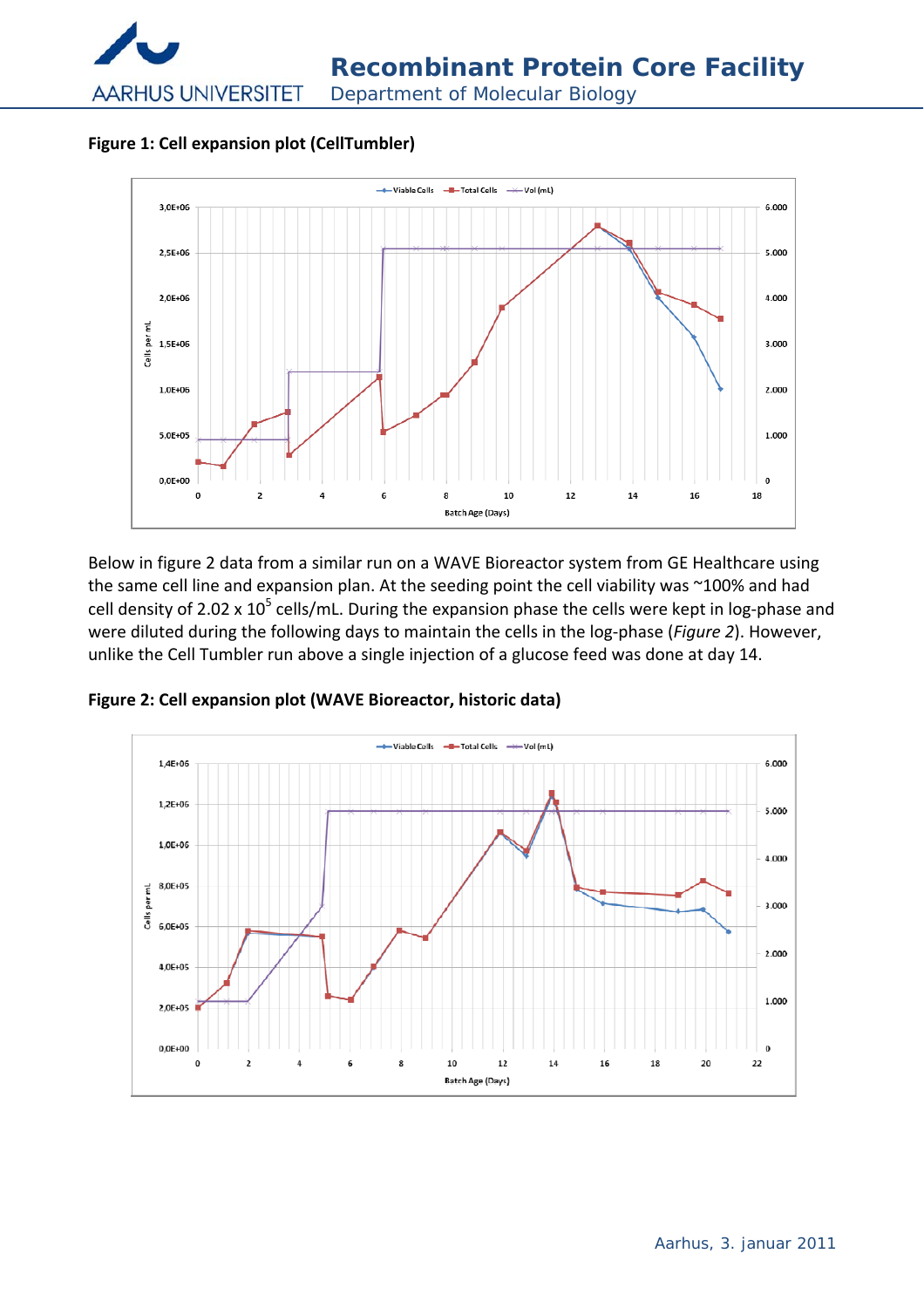**Figure 1: Cell expansion plot (CellTumbler)**

Below in figure 2 data from a similar run on a WAVE Bioreactor system from GE Healthcare using the same cell line and expansion plan. At the seeding point the cell viability was ~100% and had cell density of $2.02 \times 10^5$ cells/mL. During the expansion phase the cells were kept in log-phase and were diluted during the following days to maintain the cells in the log-phase (*Figure 2*). However, unlike the Cell Tumbler run above a single injection of a glucose feed was done at day 14.

**Figure 2: Cell expansion plot (WAVE Bioreactor, historic data)**

Aarhus, 3. januar 2011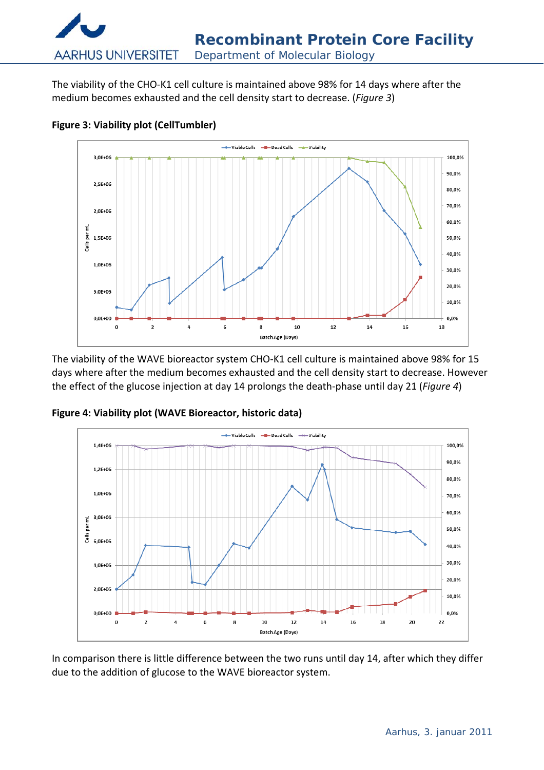The viability of the CHO-K1 cell culture is maintained above 98% for 14 days where after the medium becomes exhausted and the cell density start to decrease. (*Figure 3*)

**Figure 3: Viability plot (CellTumbler)**

Viable Cells
Dead Cells
Viability

3,0E+06
2,5E+06
2,0E+06
1,5E+06
1,0E+06
5,0E+05
0,0E+00

Cells per mL

100,0%
90,0%
80,0%
70,0%
60,0%
50,0%
40,0%
30,0%
20,0%
10,0%
0,0%

0 2 4 6 8 10 12 14 16 18

Batch Age (Days)

The viability of the WAVE bioreactor system CHO-K1 cell culture is maintained above 98% for 15 days where after the medium becomes exhausted and the cell density start to decrease. However the effect of the glucose injection at day 14 prolongs the death-phase until day 21 (*Figure 4*)

**Figure 4: Viability plot (WAVE Bioreactor, historic data)**

Viable Cells
Dead Cells
Viability

1,4E+06
1,2E+06
1,0E+06
8,0E+05
6,0E+05
4,0E+05
2,0E+05
0,0E+00

Cells per mL

100,0%
90,0%
80,0%
70,0%
60,0%
50,0%
40,0%
30,0%
20,0%
10,0%
0,0%

0 2 4 6 8 10 12 14 16 18 20 22

Batch Age (Days)

In comparison there is little difference between the two runs until day 14, after which they differ due to the addition of glucose to the WAVE bioreactor system.

Aarhus, 3. januar 2011